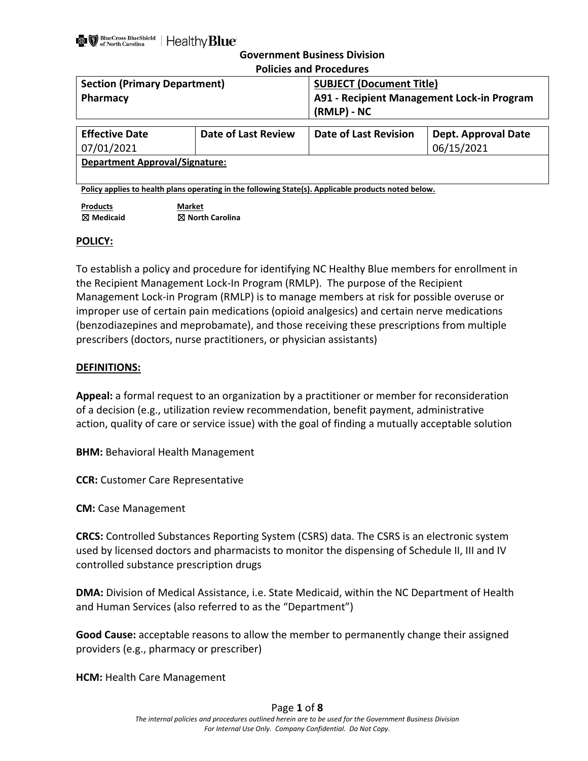**Government Business Division**
**Policies and Procedures**

| **Section (Primary Department)** | | **SUBJECT (Document Title)** | |
|---|---|---|---|
| **Pharmacy** | | **A91 - Recipient Management Lock-in Program (RMLP) - NC** | |
| **Effective Date** | **Date of Last Review** | **Date of Last Revision** | **Dept. Approval Date** |
| 07/01/2021 | | | 06/15/2021 |
| **Department Approval/Signature:** | | | |

**Policy applies to health plans operating in the following State(s). Applicable products noted below.**

| **Products** | **Market** |
|---|---|
| ☒ **Medicaid** | ☒ **North Carolina** |

## POLICY:

To establish a policy and procedure for identifying NC Healthy Blue members for enrollment in the Recipient Management Lock-In Program (RMLP). The purpose of the Recipient Management Lock-in Program (RMLP) is to manage members at risk for possible overuse or improper use of certain pain medications (opioid analgesics) and certain nerve medications (benzodiazepines and meprobamate), and those receiving these prescriptions from multiple prescribers (doctors, nurse practitioners, or physician assistants)

## DEFINITIONS:

**Appeal:** a formal request to an organization by a practitioner or member for reconsideration of a decision (e.g., utilization review recommendation, benefit payment, administrative action, quality of care or service issue) with the goal of finding a mutually acceptable solution

**BHM:** Behavioral Health Management

**CCR:** Customer Care Representative

**CM:** Case Management

**CRCS:** Controlled Substances Reporting System (CSRS) data. The CSRS is an electronic system used by licensed doctors and pharmacists to monitor the dispensing of Schedule II, III and IV controlled substance prescription drugs

**DMA:** Division of Medical Assistance, i.e. State Medicaid, within the NC Department of Health and Human Services (also referred to as the "Department")

**Good Cause:** acceptable reasons to allow the member to permanently change their assigned providers (e.g., pharmacy or prescriber)

**HCM:** Health Care Management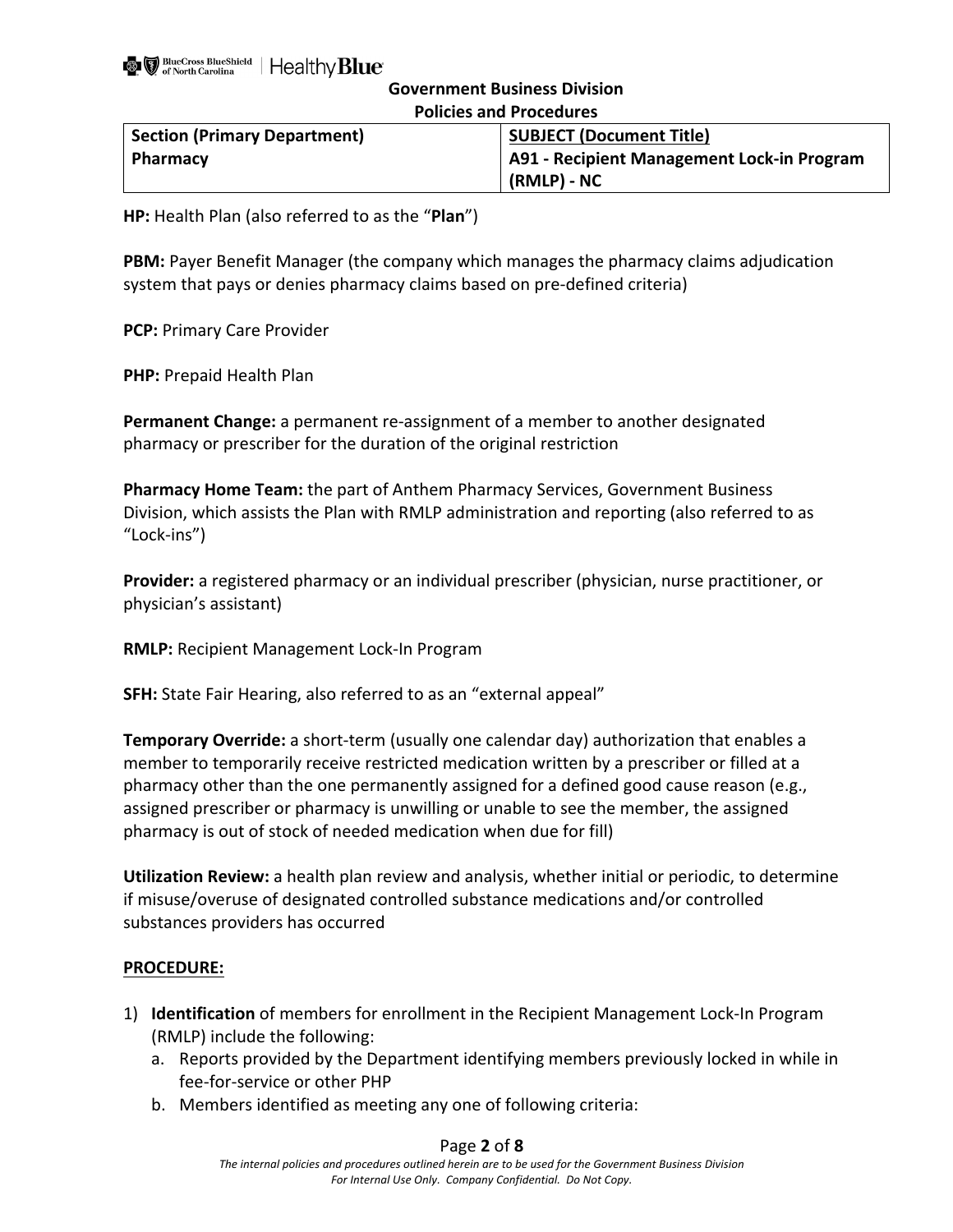**HP:** Health Plan (also referred to as the "**Plan**")

**PBM:** Payer Benefit Manager (the company which manages the pharmacy claims adjudication system that pays or denies pharmacy claims based on pre-defined criteria)

**PCP:** Primary Care Provider

**PHP:** Prepaid Health Plan

**Permanent Change:** a permanent re-assignment of a member to another designated pharmacy or prescriber for the duration of the original restriction

**Pharmacy Home Team:** the part of Anthem Pharmacy Services, Government Business Division, which assists the Plan with RMLP administration and reporting (also referred to as "Lock-ins")

**Provider:** a registered pharmacy or an individual prescriber (physician, nurse practitioner, or physician's assistant)

**RMLP:** Recipient Management Lock-In Program

**SFH:** State Fair Hearing, also referred to as an "external appeal"

**Temporary Override:** a short-term (usually one calendar day) authorization that enables a member to temporarily receive restricted medication written by a prescriber or filled at a pharmacy other than the one permanently assigned for a defined good cause reason (e.g., assigned prescriber or pharmacy is unwilling or unable to see the member, the assigned pharmacy is out of stock of needed medication when due for fill)

**Utilization Review:** a health plan review and analysis, whether initial or periodic, to determine if misuse/overuse of designated controlled substance medications and/or controlled substances providers has occurred

**PROCEDURE:**

1) **Identification** of members for enrollment in the Recipient Management Lock-In Program (RMLP) include the following:
   a. Reports provided by the Department identifying members previously locked in while in fee-for-service or other PHP
   b. Members identified as meeting any one of following criteria: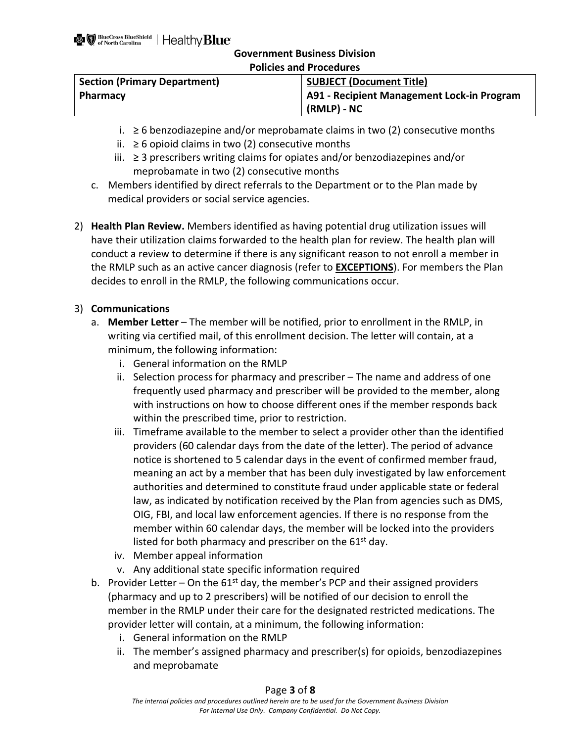i. ≥ 6 benzodiazepine and/or meprobamate claims in two (2) consecutive months
ii. ≥ 6 opioid claims in two (2) consecutive months
iii. ≥ 3 prescribers writing claims for opiates and/or benzodiazepines and/or meprobamate in two (2) consecutive months

c. Members identified by direct referrals to the Department or to the Plan made by medical providers or social service agencies.

2) **Health Plan Review.** Members identified as having potential drug utilization issues will have their utilization claims forwarded to the health plan for review. The health plan will conduct a review to determine if there is any significant reason to not enroll a member in the RMLP such as an active cancer diagnosis (refer to **EXCEPTIONS**). For members the Plan decides to enroll in the RMLP, the following communications occur.

3) **Communications**
   a. **Member Letter** – The member will be notified, prior to enrollment in the RMLP, in writing via certified mail, of this enrollment decision. The letter will contain, at a minimum, the following information:
      i. General information on the RMLP
      ii. Selection process for pharmacy and prescriber – The name and address of one frequently used pharmacy and prescriber will be provided to the member, along with instructions on how to choose different ones if the member responds back within the prescribed time, prior to restriction.
      iii. Timeframe available to the member to select a provider other than the identified providers (60 calendar days from the date of the letter). The period of advance notice is shortened to 5 calendar days in the event of confirmed member fraud, meaning an act by a member that has been duly investigated by law enforcement authorities and determined to constitute fraud under applicable state or federal law, as indicated by notification received by the Plan from agencies such as DMS, OIG, FBI, and local law enforcement agencies. If there is no response from the member within 60 calendar days, the member will be locked into the providers listed for both pharmacy and prescriber on the 61st day.
      iv. Member appeal information
      v. Any additional state specific information required
   b. Provider Letter – On the 61st day, the member's PCP and their assigned providers (pharmacy and up to 2 prescribers) will be notified of our decision to enroll the member in the RMLP under their care for the designated restricted medications. The provider letter will contain, at a minimum, the following information:
      i. General information on the RMLP
      ii. The member's assigned pharmacy and prescriber(s) for opioids, benzodiazepines and meprobamate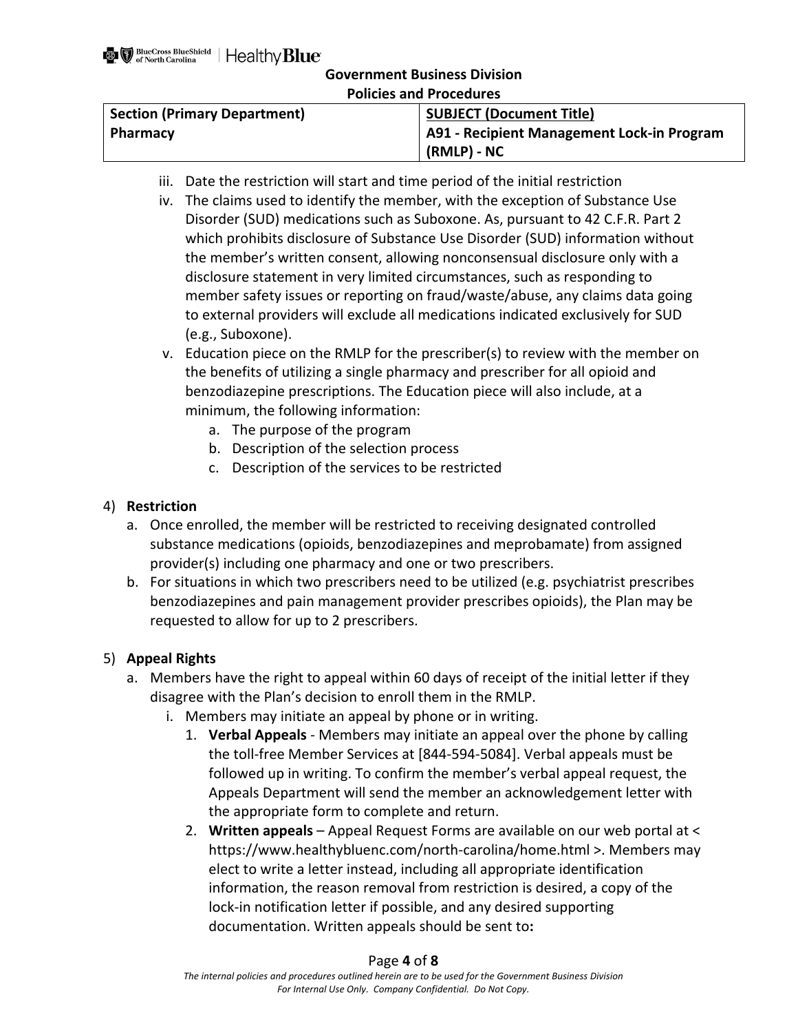iii. Date the restriction will start and time period of the initial restriction

iv. The claims used to identify the member, with the exception of Substance Use Disorder (SUD) medications such as Suboxone. As, pursuant to 42 C.F.R. Part 2 which prohibits disclosure of Substance Use Disorder (SUD) information without the member's written consent, allowing nonconsensual disclosure only with a disclosure statement in very limited circumstances, such as responding to member safety issues or reporting on fraud/waste/abuse, any claims data going to external providers will exclude all medications indicated exclusively for SUD (e.g., Suboxone).

v. Education piece on the RMLP for the prescriber(s) to review with the member on the benefits of utilizing a single pharmacy and prescriber for all opioid and benzodiazepine prescriptions. The Education piece will also include, at a minimum, the following information:
   a. The purpose of the program
   b. Description of the selection process
   c. Description of the services to be restricted

4) **Restriction**
   a. Once enrolled, the member will be restricted to receiving designated controlled substance medications (opioids, benzodiazepines and meprobamate) from assigned provider(s) including one pharmacy and one or two prescribers.
   b. For situations in which two prescribers need to be utilized (e.g. psychiatrist prescribes benzodiazepines and pain management provider prescribes opioids), the Plan may be requested to allow for up to 2 prescribers.

5) **Appeal Rights**
   a. Members have the right to appeal within 60 days of receipt of the initial letter if they disagree with the Plan's decision to enroll them in the RMLP.
      i. Members may initiate an appeal by phone or in writing.
         1. **Verbal Appeals** - Members may initiate an appeal over the phone by calling the toll-free Member Services at [844-594-5084]. Verbal appeals must be followed up in writing. To confirm the member's verbal appeal request, the Appeals Department will send the member an acknowledgement letter with the appropriate form to complete and return.
         2. **Written appeals** – Appeal Request Forms are available on our web portal at < https://www.healthybluenc.com/north-carolina/home.html >. Members may elect to write a letter instead, including all appropriate identification information, the reason removal from restriction is desired, a copy of the lock-in notification letter if possible, and any desired supporting documentation. Written appeals should be sent to**:**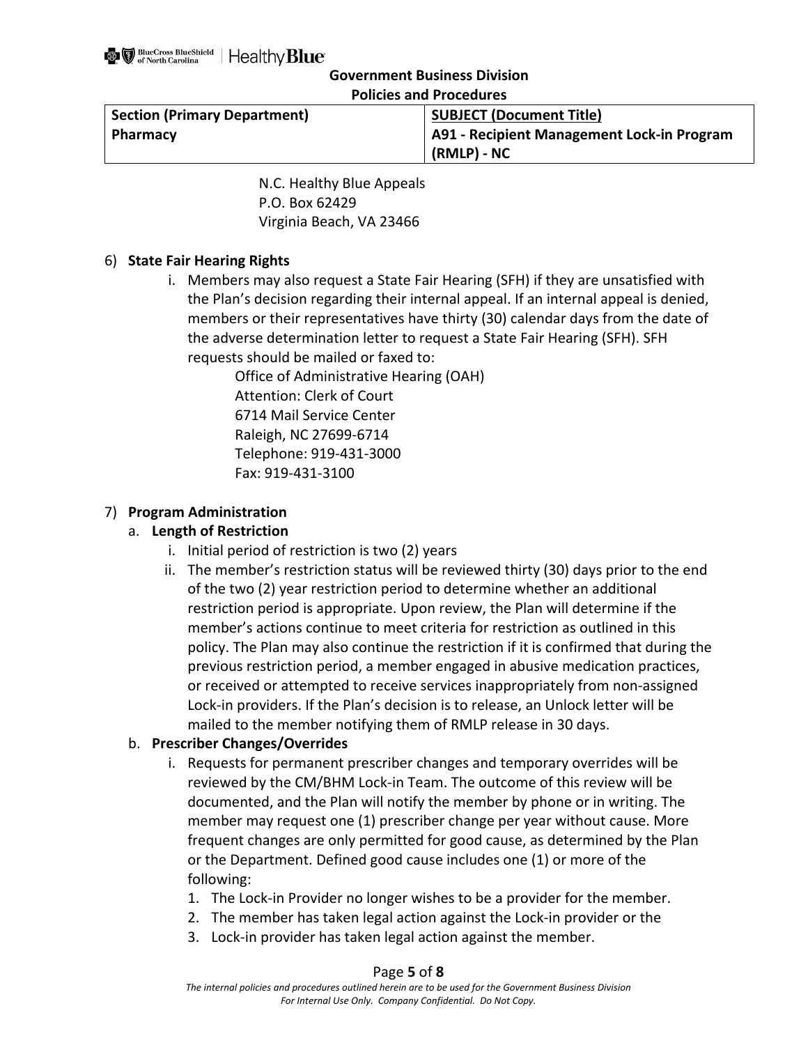N.C. Healthy Blue Appeals
P.O. Box 62429
Virginia Beach, VA 23466

6) **State Fair Hearing Rights**

   i. Members may also request a State Fair Hearing (SFH) if they are unsatisfied with the Plan's decision regarding their internal appeal. If an internal appeal is denied, members or their representatives have thirty (30) calendar days from the date of the adverse determination letter to request a State Fair Hearing (SFH). SFH requests should be mailed or faxed to:

      Office of Administrative Hearing (OAH)
      Attention: Clerk of Court
      6714 Mail Service Center
      Raleigh, NC 27699-6714
      Telephone: 919-431-3000
      Fax: 919-431-3100

7) **Program Administration**

   a. **Length of Restriction**

      i. Initial period of restriction is two (2) years

      ii. The member's restriction status will be reviewed thirty (30) days prior to the end of the two (2) year restriction period to determine whether an additional restriction period is appropriate. Upon review, the Plan will determine if the member's actions continue to meet criteria for restriction as outlined in this policy. The Plan may also continue the restriction if it is confirmed that during the previous restriction period, a member engaged in abusive medication practices, or received or attempted to receive services inappropriately from non-assigned Lock-in providers. If the Plan's decision is to release, an Unlock letter will be mailed to the member notifying them of RMLP release in 30 days.

   b. **Prescriber Changes/Overrides**

      i. Requests for permanent prescriber changes and temporary overrides will be reviewed by the CM/BHM Lock-in Team. The outcome of this review will be documented, and the Plan will notify the member by phone or in writing. The member may request one (1) prescriber change per year without cause. More frequent changes are only permitted for good cause, as determined by the Plan or the Department. Defined good cause includes one (1) or more of the following:

         1. The Lock-in Provider no longer wishes to be a provider for the member.
         2. The member has taken legal action against the Lock-in provider or the
         3. Lock-in provider has taken legal action against the member.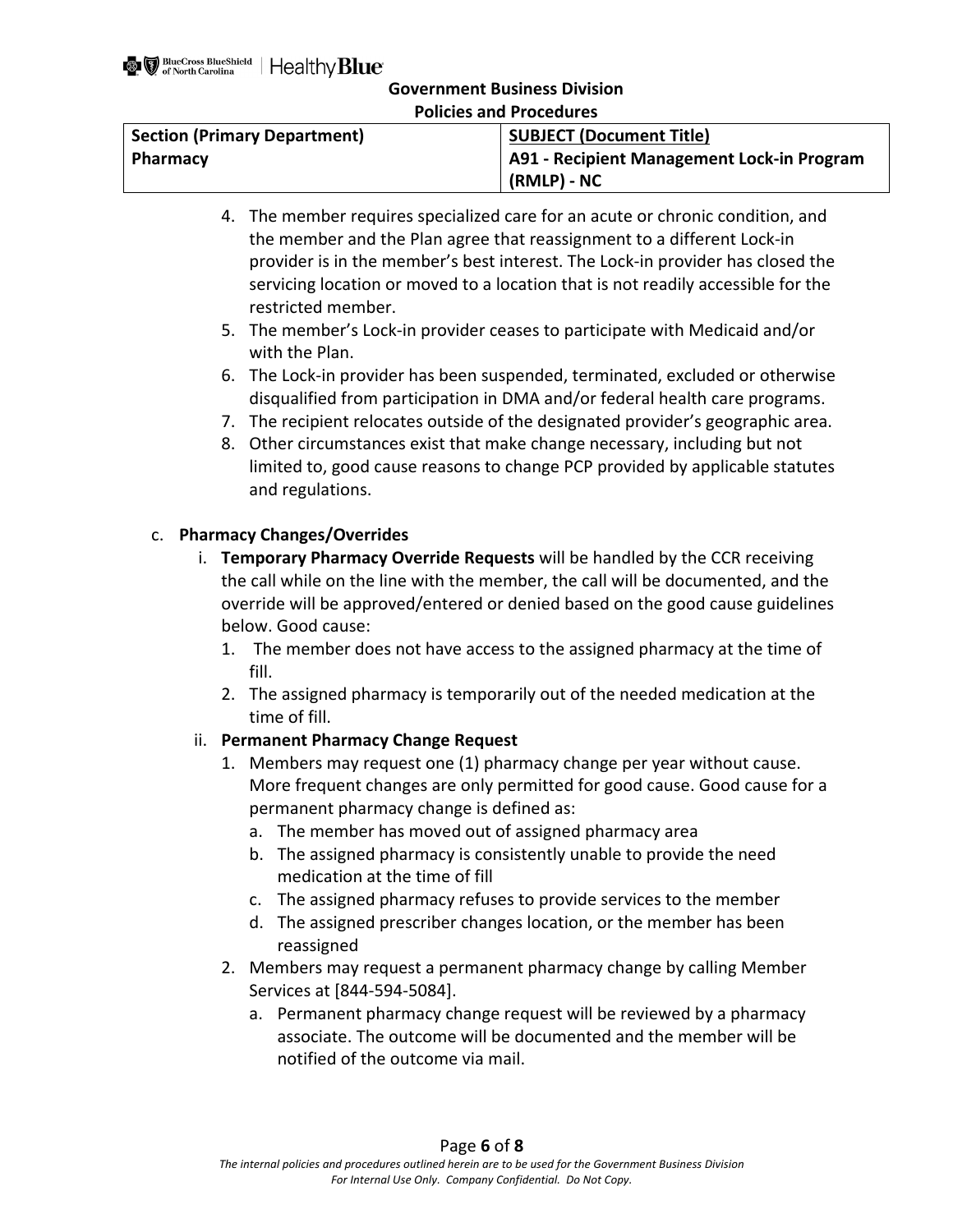4. The member requires specialized care for an acute or chronic condition, and the member and the Plan agree that reassignment to a different Lock-in provider is in the member's best interest. The Lock-in provider has closed the servicing location or moved to a location that is not readily accessible for the restricted member.
5. The member's Lock-in provider ceases to participate with Medicaid and/or with the Plan.
6. The Lock-in provider has been suspended, terminated, excluded or otherwise disqualified from participation in DMA and/or federal health care programs.
7. The recipient relocates outside of the designated provider's geographic area.
8. Other circumstances exist that make change necessary, including but not limited to, good cause reasons to change PCP provided by applicable statutes and regulations.

c. **Pharmacy Changes/Overrides**

   i. **Temporary Pharmacy Override Requests** will be handled by the CCR receiving the call while on the line with the member, the call will be documented, and the override will be approved/entered or denied based on the good cause guidelines below. Good cause:

      1. The member does not have access to the assigned pharmacy at the time of fill.
      2. The assigned pharmacy is temporarily out of the needed medication at the time of fill.

   ii. **Permanent Pharmacy Change Request**

      1. Members may request one (1) pharmacy change per year without cause. More frequent changes are only permitted for good cause. Good cause for a permanent pharmacy change is defined as:
         a. The member has moved out of assigned pharmacy area
         b. The assigned pharmacy is consistently unable to provide the need medication at the time of fill
         c. The assigned pharmacy refuses to provide services to the member
         d. The assigned prescriber changes location, or the member has been reassigned
      2. Members may request a permanent pharmacy change by calling Member Services at [844-594-5084].
         a. Permanent pharmacy change request will be reviewed by a pharmacy associate. The outcome will be documented and the member will be notified of the outcome via mail.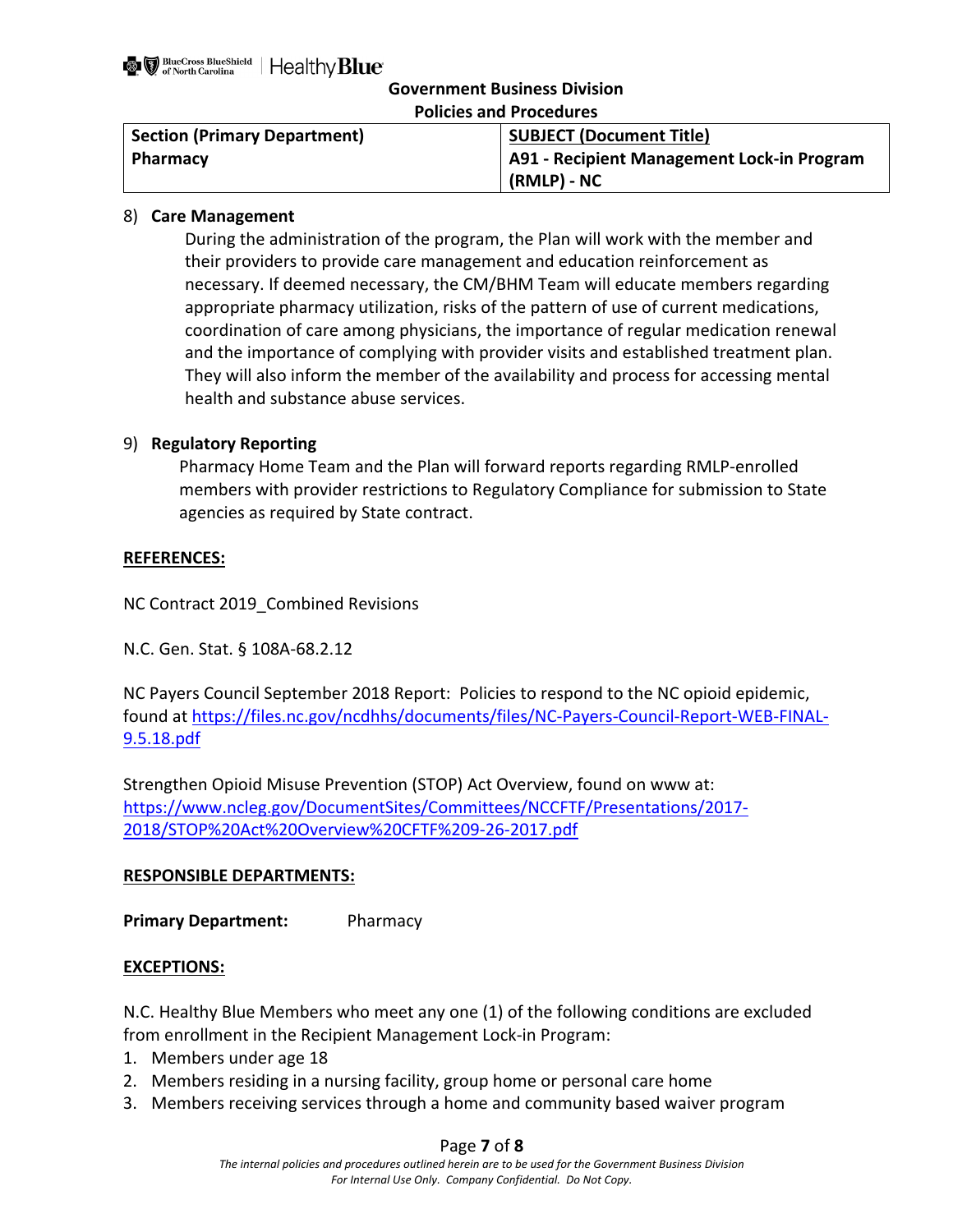| Section (Primary Department) | SUBJECT (Document Title) |
| --- | --- |
| Pharmacy | A91 - Recipient Management Lock-in Program (RMLP) - NC |

8) **Care Management**

During the administration of the program, the Plan will work with the member and their providers to provide care management and education reinforcement as necessary. If deemed necessary, the CM/BHM Team will educate members regarding appropriate pharmacy utilization, risks of the pattern of use of current medications, coordination of care among physicians, the importance of regular medication renewal and the importance of complying with provider visits and established treatment plan. They will also inform the member of the availability and process for accessing mental health and substance abuse services.

9) **Regulatory Reporting**

Pharmacy Home Team and the Plan will forward reports regarding RMLP-enrolled members with provider restrictions to Regulatory Compliance for submission to State agencies as required by State contract.

**REFERENCES:**

NC Contract 2019_Combined Revisions

N.C. Gen. Stat. § 108A-68.2.12

NC Payers Council September 2018 Report: Policies to respond to the NC opioid epidemic, found at https://files.nc.gov/ncdhhs/documents/files/NC-Payers-Council-Report-WEB-FINAL-9.5.18.pdf

Strengthen Opioid Misuse Prevention (STOP) Act Overview, found on www at: https://www.ncleg.gov/DocumentSites/Committees/NCCFTF/Presentations/2017-2018/STOP%20Act%20Overview%20CFTF%209-26-2017.pdf

**RESPONSIBLE DEPARTMENTS:**

**Primary Department:** Pharmacy

**EXCEPTIONS:**

N.C. Healthy Blue Members who meet any one (1) of the following conditions are excluded from enrollment in the Recipient Management Lock-in Program:

1. Members under age 18
2. Members residing in a nursing facility, group home or personal care home
3. Members receiving services through a home and community based waiver program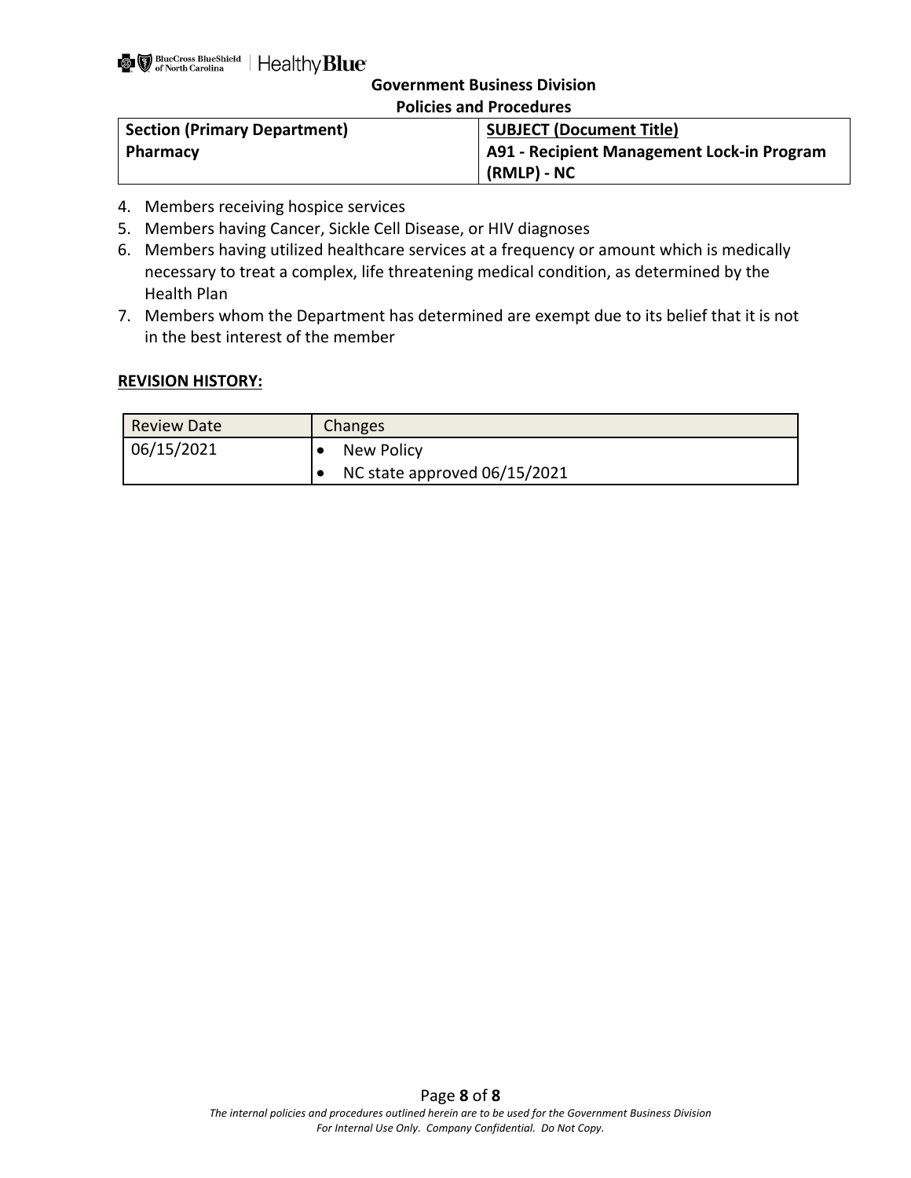4. Members receiving hospice services
5. Members having Cancer, Sickle Cell Disease, or HIV diagnoses
6. Members having utilized healthcare services at a frequency or amount which is medically necessary to treat a complex, life threatening medical condition, as determined by the Health Plan
7. Members whom the Department has determined are exempt due to its belief that it is not in the best interest of the member

**REVISION HISTORY:**

| Review Date | Changes |
|---|---|
| 06/15/2021 | • New Policy<br>• NC state approved 06/15/2021 |